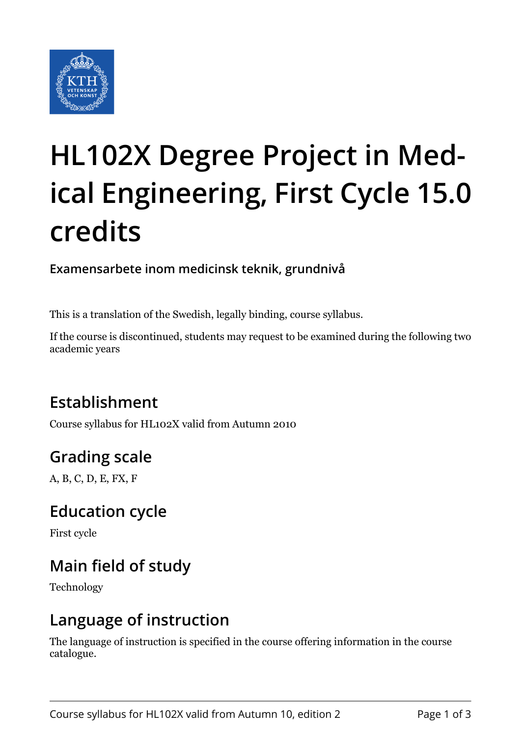# HL102X Degree Project in Medical Engineering, First Cycle 15.0 credits

### Examensarbete inom medicinsk teknik, grundnivå

This is a translation of the Swedish, legally binding, course syllabus.

If the course is discontinued, students may request to be examined during the following two academic years

## Establishment

Course syllabus for HL102X valid from Autumn 2010

## Grading scale

A, B, C, D, E, FX, F

## Education cycle

First cycle

## Main field of study

Technology

## Language of instruction

The language of instruction is specified in the course offering information in the course catalogue.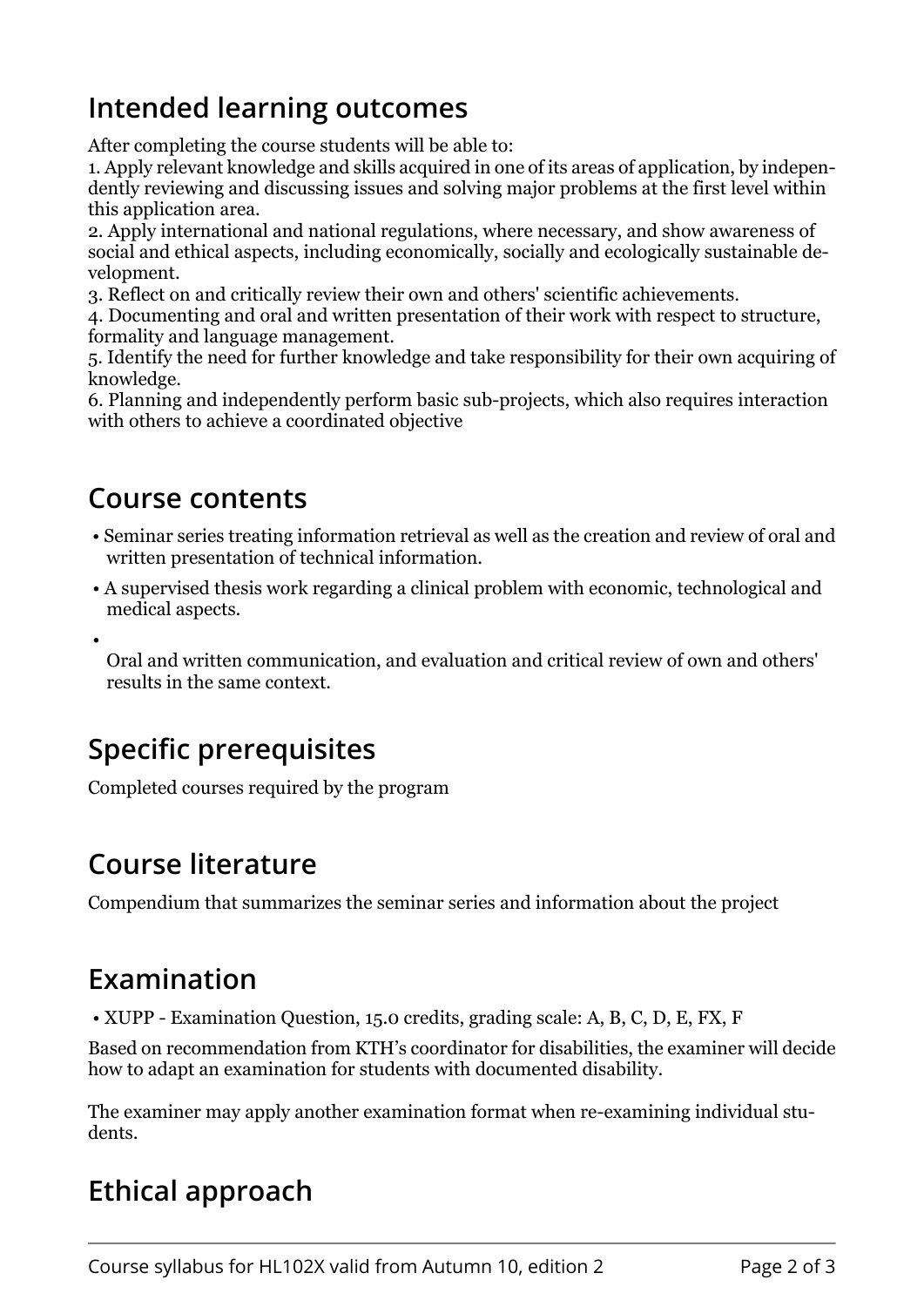## Intended learning outcomes

After completing the course students will be able to:

1. Apply relevant knowledge and skills acquired in one of its areas of application, by independently reviewing and discussing issues and solving major problems at the first level within this application area.
2. Apply international and national regulations, where necessary, and show awareness of social and ethical aspects, including economically, socially and ecologically sustainable development.
3. Reflect on and critically review their own and others' scientific achievements.
4. Documenting and oral and written presentation of their work with respect to structure, formality and language management.
5. Identify the need for further knowledge and take responsibility for their own acquiring of knowledge.
6. Planning and independently perform basic sub-projects, which also requires interaction with others to achieve a coordinated objective

## Course contents

- Seminar series treating information retrieval as well as the creation and review of oral and written presentation of technical information.
- A supervised thesis work regarding a clinical problem with economic, technological and medical aspects.
- Oral and written communication, and evaluation and critical review of own and others' results in the same context.

## Specific prerequisites

Completed courses required by the program

## Course literature

Compendium that summarizes the seminar series and information about the project

## Examination

- XUPP - Examination Question, 15.0 credits, grading scale: A, B, C, D, E, FX, F

Based on recommendation from KTH's coordinator for disabilities, the examiner will decide how to adapt an examination for students with documented disability.

The examiner may apply another examination format when re-examining individual students.

## Ethical approach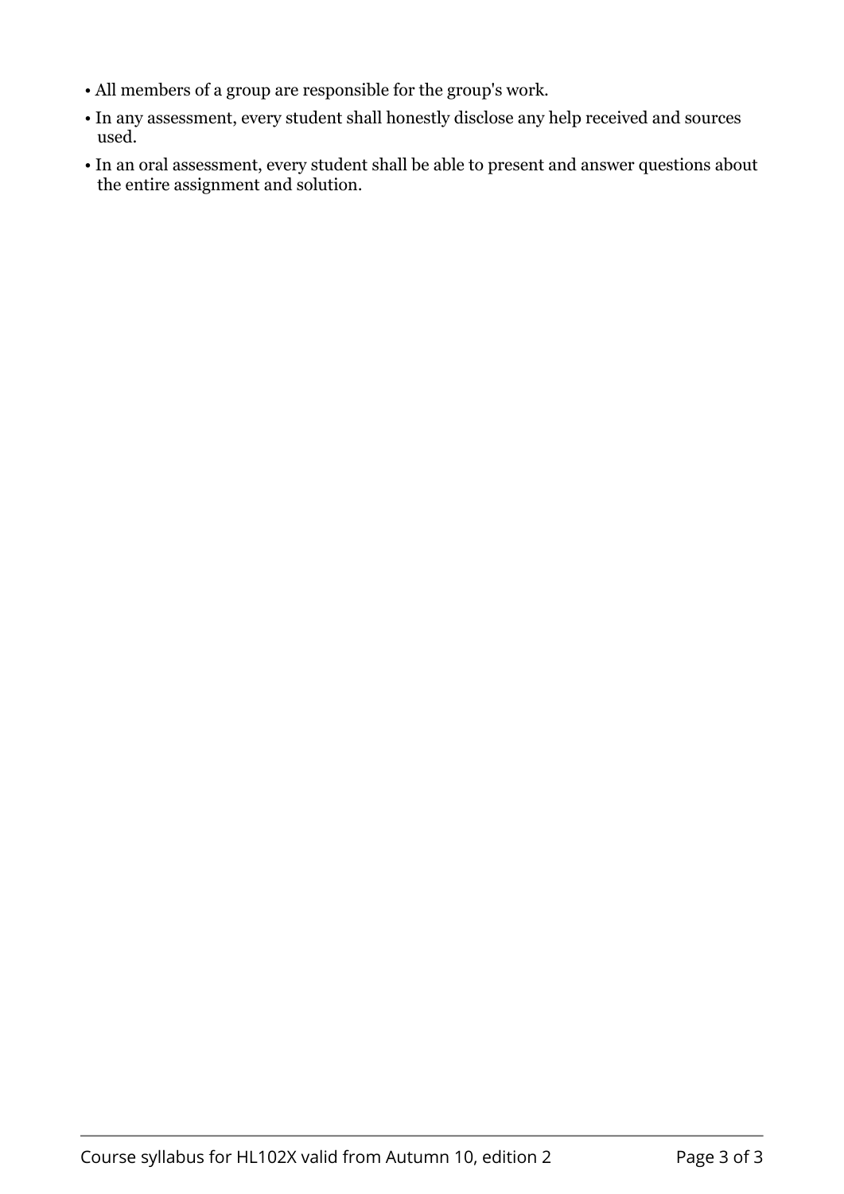- All members of a group are responsible for the group's work.
- In any assessment, every student shall honestly disclose any help received and sources used.
- In an oral assessment, every student shall be able to present and answer questions about the entire assignment and solution.